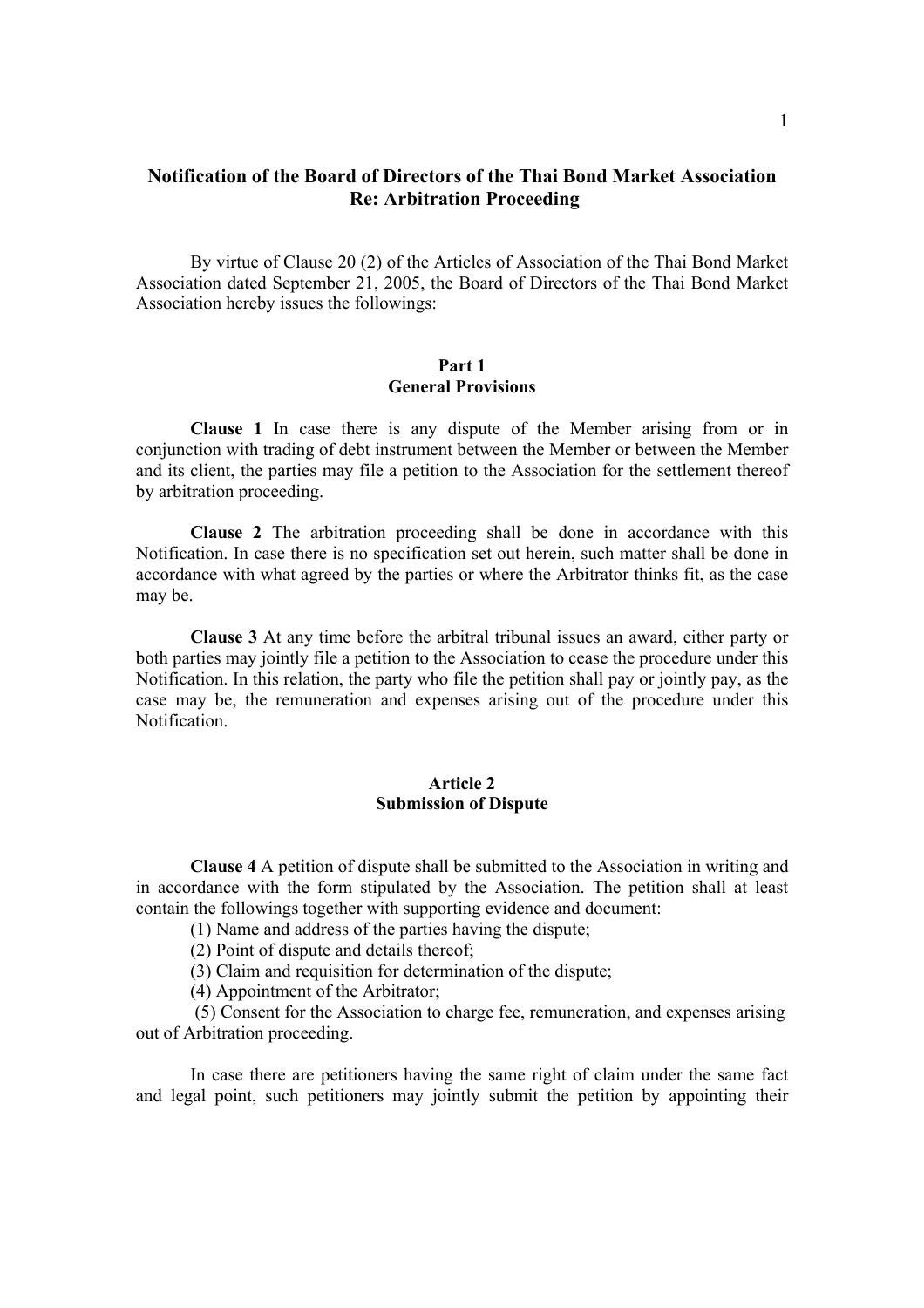# Notification of the Board of Directors of the Thai Bond Market Association
# Re: Arbitration Proceeding

By virtue of Clause 20 (2) of the Articles of Association of the Thai Bond Market Association dated September 21, 2005, the Board of Directors of the Thai Bond Market Association hereby issues the followings:

## Part 1
## General Provisions

**Clause 1** In case there is any dispute of the Member arising from or in conjunction with trading of debt instrument between the Member or between the Member and its client, the parties may file a petition to the Association for the settlement thereof by arbitration proceeding.

**Clause 2** The arbitration proceeding shall be done in accordance with this Notification. In case there is no specification set out herein, such matter shall be done in accordance with what agreed by the parties or where the Arbitrator thinks fit, as the case may be.

**Clause 3** At any time before the arbitral tribunal issues an award, either party or both parties may jointly file a petition to the Association to cease the procedure under this Notification. In this relation, the party who file the petition shall pay or jointly pay, as the case may be, the remuneration and expenses arising out of the procedure under this Notification.

## Article 2
## Submission of Dispute

**Clause 4** A petition of dispute shall be submitted to the Association in writing and in accordance with the form stipulated by the Association. The petition shall at least contain the followings together with supporting evidence and document:

(1) Name and address of the parties having the dispute;

(2) Point of dispute and details thereof;

(3) Claim and requisition for determination of the dispute;

(4) Appointment of the Arbitrator;

(5) Consent for the Association to charge fee, remuneration, and expenses arising out of Arbitration proceeding.

In case there are petitioners having the same right of claim under the same fact and legal point, such petitioners may jointly submit the petition by appointing their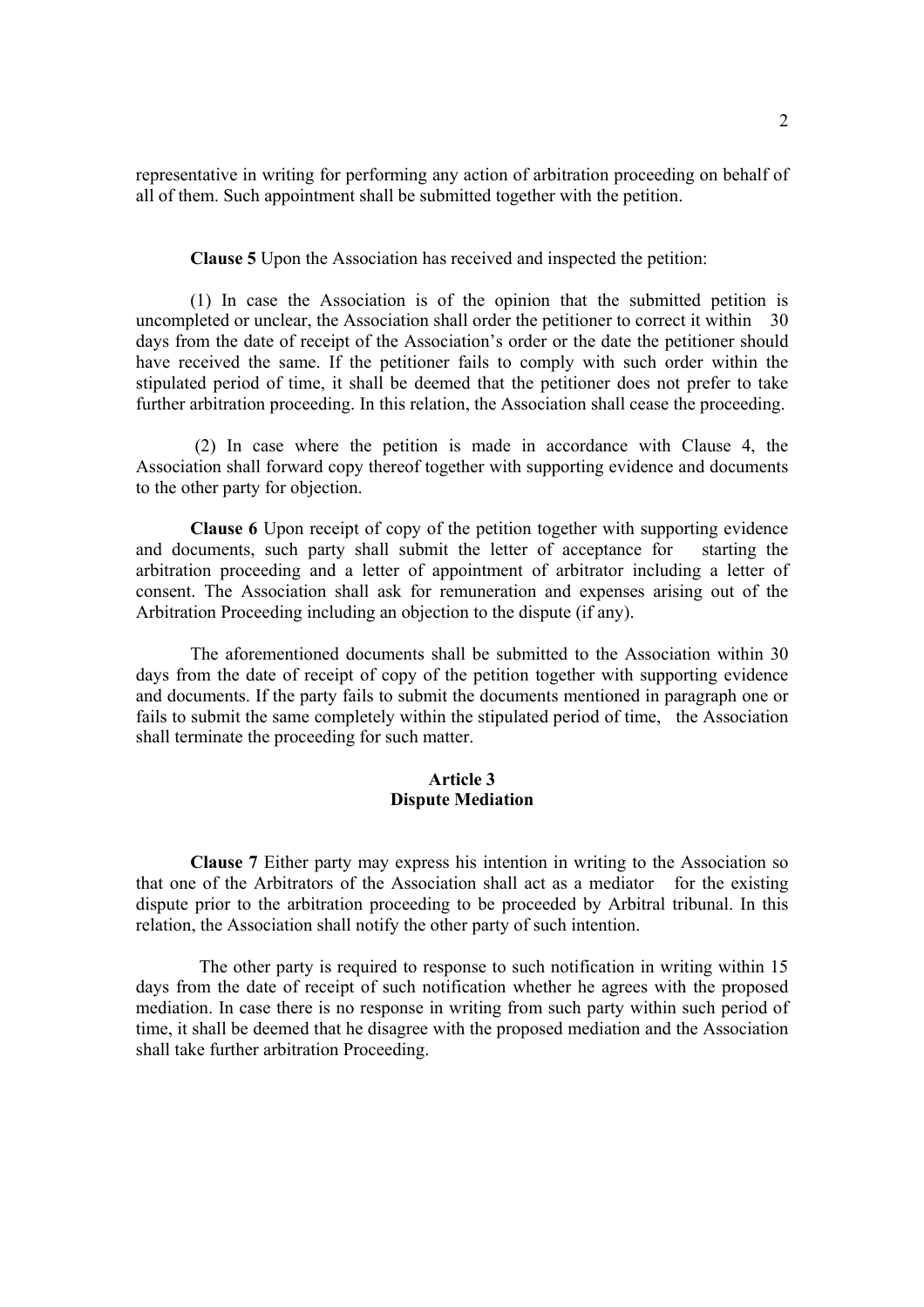representative in writing for performing any action of arbitration proceeding on behalf of all of them. Such appointment shall be submitted together with the petition.

**Clause 5** Upon the Association has received and inspected the petition:

(1) In case the Association is of the opinion that the submitted petition is uncompleted or unclear, the Association shall order the petitioner to correct it within 30 days from the date of receipt of the Association's order or the date the petitioner should have received the same. If the petitioner fails to comply with such order within the stipulated period of time, it shall be deemed that the petitioner does not prefer to take further arbitration proceeding. In this relation, the Association shall cease the proceeding.

(2) In case where the petition is made in accordance with Clause 4, the Association shall forward copy thereof together with supporting evidence and documents to the other party for objection.

**Clause 6** Upon receipt of copy of the petition together with supporting evidence and documents, such party shall submit the letter of acceptance for starting the arbitration proceeding and a letter of appointment of arbitrator including a letter of consent. The Association shall ask for remuneration and expenses arising out of the Arbitration Proceeding including an objection to the dispute (if any).

The aforementioned documents shall be submitted to the Association within 30 days from the date of receipt of copy of the petition together with supporting evidence and documents. If the party fails to submit the documents mentioned in paragraph one or fails to submit the same completely within the stipulated period of time, the Association shall terminate the proceeding for such matter.

## Article 3
## Dispute Mediation

**Clause 7** Either party may express his intention in writing to the Association so that one of the Arbitrators of the Association shall act as a mediator for the existing dispute prior to the arbitration proceeding to be proceeded by Arbitral tribunal. In this relation, the Association shall notify the other party of such intention.

The other party is required to response to such notification in writing within 15 days from the date of receipt of such notification whether he agrees with the proposed mediation. In case there is no response in writing from such party within such period of time, it shall be deemed that he disagree with the proposed mediation and the Association shall take further arbitration Proceeding.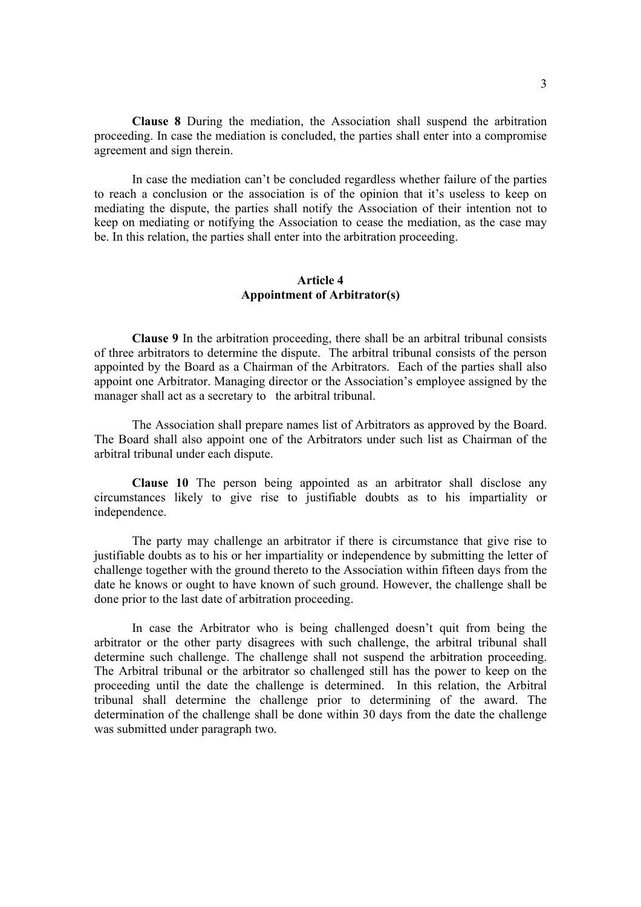**Clause 8** During the mediation, the Association shall suspend the arbitration proceeding. In case the mediation is concluded, the parties shall enter into a compromise agreement and sign therein.

In case the mediation can't be concluded regardless whether failure of the parties to reach a conclusion or the association is of the opinion that it's useless to keep on mediating the dispute, the parties shall notify the Association of their intention not to keep on mediating or notifying the Association to cease the mediation, as the case may be. In this relation, the parties shall enter into the arbitration proceeding.

## Article 4
## Appointment of Arbitrator(s)

**Clause 9** In the arbitration proceeding, there shall be an arbitral tribunal consists of three arbitrators to determine the dispute. The arbitral tribunal consists of the person appointed by the Board as a Chairman of the Arbitrators. Each of the parties shall also appoint one Arbitrator. Managing director or the Association's employee assigned by the manager shall act as a secretary to the arbitral tribunal.

The Association shall prepare names list of Arbitrators as approved by the Board. The Board shall also appoint one of the Arbitrators under such list as Chairman of the arbitral tribunal under each dispute.

**Clause 10** The person being appointed as an arbitrator shall disclose any circumstances likely to give rise to justifiable doubts as to his impartiality or independence.

The party may challenge an arbitrator if there is circumstance that give rise to justifiable doubts as to his or her impartiality or independence by submitting the letter of challenge together with the ground thereto to the Association within fifteen days from the date he knows or ought to have known of such ground. However, the challenge shall be done prior to the last date of arbitration proceeding.

In case the Arbitrator who is being challenged doesn't quit from being the arbitrator or the other party disagrees with such challenge, the arbitral tribunal shall determine such challenge. The challenge shall not suspend the arbitration proceeding. The Arbitral tribunal or the arbitrator so challenged still has the power to keep on the proceeding until the date the challenge is determined. In this relation, the Arbitral tribunal shall determine the challenge prior to determining of the award. The determination of the challenge shall be done within 30 days from the date the challenge was submitted under paragraph two.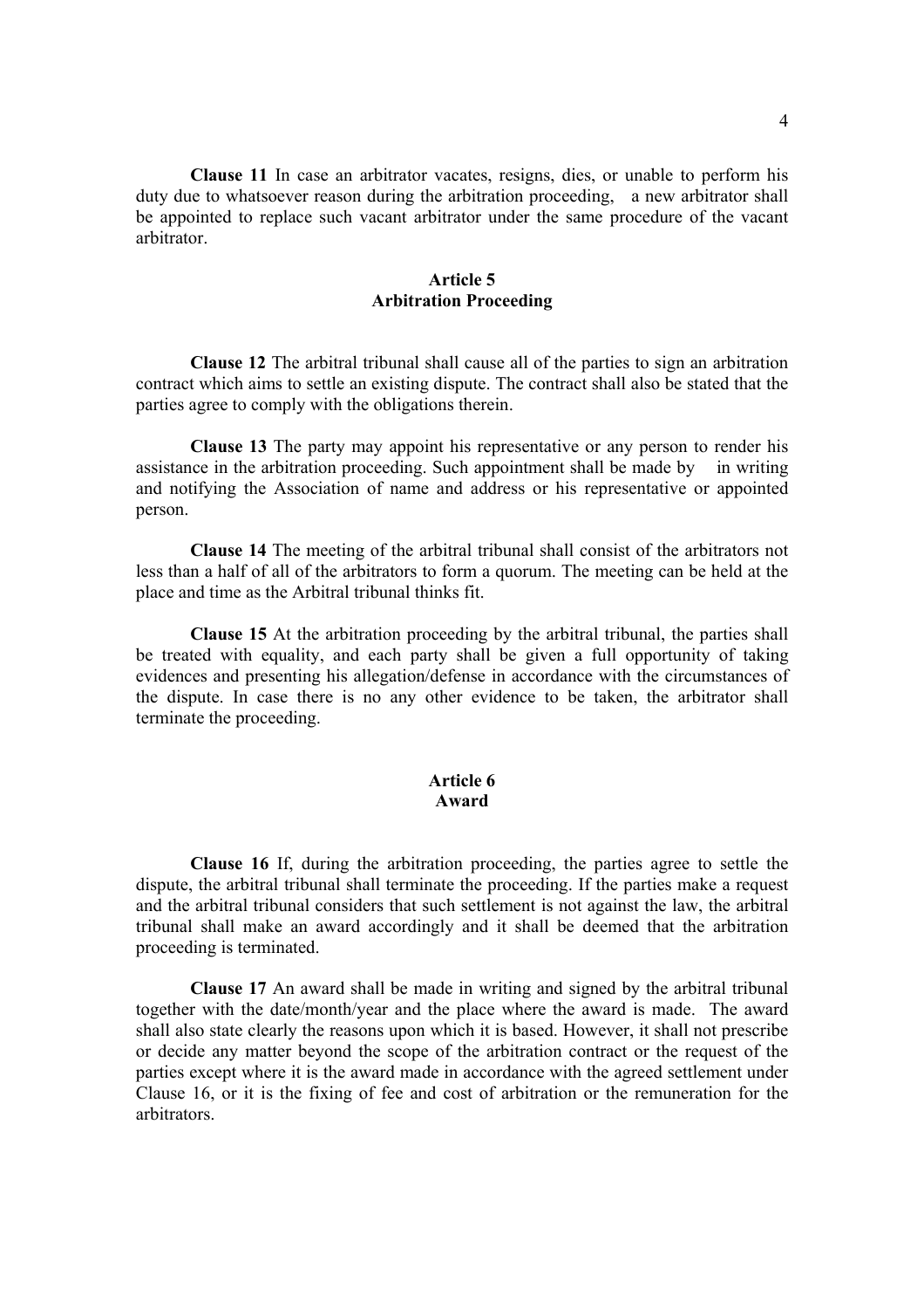**Clause 11** In case an arbitrator vacates, resigns, dies, or unable to perform his duty due to whatsoever reason during the arbitration proceeding, a new arbitrator shall be appointed to replace such vacant arbitrator under the same procedure of the vacant arbitrator.

## Article 5
## Arbitration Proceeding

**Clause 12** The arbitral tribunal shall cause all of the parties to sign an arbitration contract which aims to settle an existing dispute. The contract shall also be stated that the parties agree to comply with the obligations therein.

**Clause 13** The party may appoint his representative or any person to render his assistance in the arbitration proceeding. Such appointment shall be made by in writing and notifying the Association of name and address or his representative or appointed person.

**Clause 14** The meeting of the arbitral tribunal shall consist of the arbitrators not less than a half of all of the arbitrators to form a quorum. The meeting can be held at the place and time as the Arbitral tribunal thinks fit.

**Clause 15** At the arbitration proceeding by the arbitral tribunal, the parties shall be treated with equality, and each party shall be given a full opportunity of taking evidences and presenting his allegation/defense in accordance with the circumstances of the dispute. In case there is no any other evidence to be taken, the arbitrator shall terminate the proceeding.

## Article 6
## Award

**Clause 16** If, during the arbitration proceeding, the parties agree to settle the dispute, the arbitral tribunal shall terminate the proceeding. If the parties make a request and the arbitral tribunal considers that such settlement is not against the law, the arbitral tribunal shall make an award accordingly and it shall be deemed that the arbitration proceeding is terminated.

**Clause 17** An award shall be made in writing and signed by the arbitral tribunal together with the date/month/year and the place where the award is made. The award shall also state clearly the reasons upon which it is based. However, it shall not prescribe or decide any matter beyond the scope of the arbitration contract or the request of the parties except where it is the award made in accordance with the agreed settlement under Clause 16, or it is the fixing of fee and cost of arbitration or the remuneration for the arbitrators.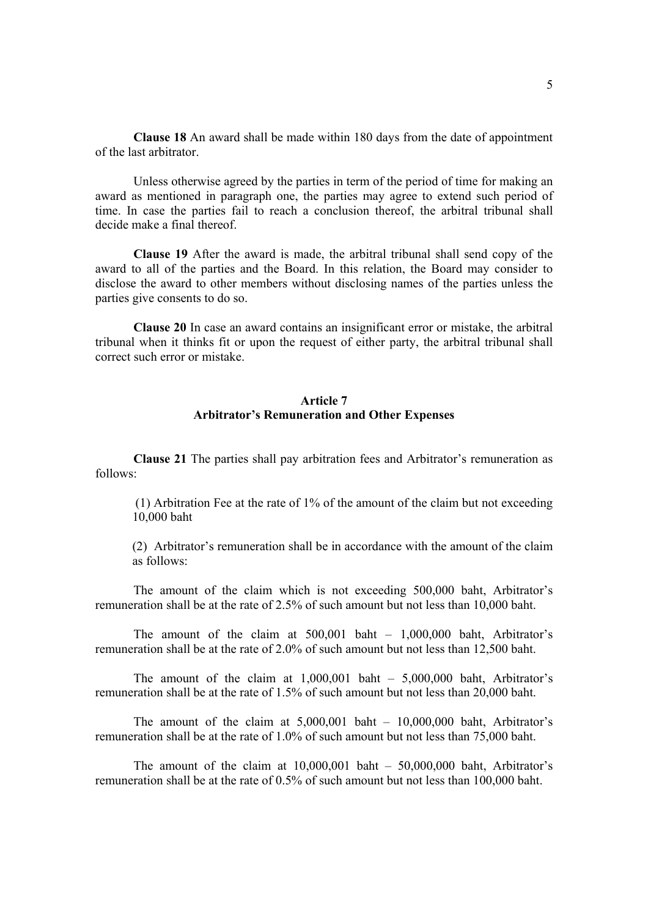**Clause 18** An award shall be made within 180 days from the date of appointment of the last arbitrator.

Unless otherwise agreed by the parties in term of the period of time for making an award as mentioned in paragraph one, the parties may agree to extend such period of time. In case the parties fail to reach a conclusion thereof, the arbitral tribunal shall decide make a final thereof.

**Clause 19** After the award is made, the arbitral tribunal shall send copy of the award to all of the parties and the Board. In this relation, the Board may consider to disclose the award to other members without disclosing names of the parties unless the parties give consents to do so.

**Clause 20** In case an award contains an insignificant error or mistake, the arbitral tribunal when it thinks fit or upon the request of either party, the arbitral tribunal shall correct such error or mistake.

## Article 7
## Arbitrator's Remuneration and Other Expenses

**Clause 21** The parties shall pay arbitration fees and Arbitrator's remuneration as follows:

(1) Arbitration Fee at the rate of 1% of the amount of the claim but not exceeding 10,000 baht

(2) Arbitrator's remuneration shall be in accordance with the amount of the claim as follows:

The amount of the claim which is not exceeding 500,000 baht, Arbitrator's remuneration shall be at the rate of 2.5% of such amount but not less than 10,000 baht.

The amount of the claim at 500,001 baht – 1,000,000 baht, Arbitrator's remuneration shall be at the rate of 2.0% of such amount but not less than 12,500 baht.

The amount of the claim at 1,000,001 baht – 5,000,000 baht, Arbitrator's remuneration shall be at the rate of 1.5% of such amount but not less than 20,000 baht.

The amount of the claim at 5,000,001 baht – 10,000,000 baht, Arbitrator's remuneration shall be at the rate of 1.0% of such amount but not less than 75,000 baht.

The amount of the claim at 10,000,001 baht – 50,000,000 baht, Arbitrator's remuneration shall be at the rate of 0.5% of such amount but not less than 100,000 baht.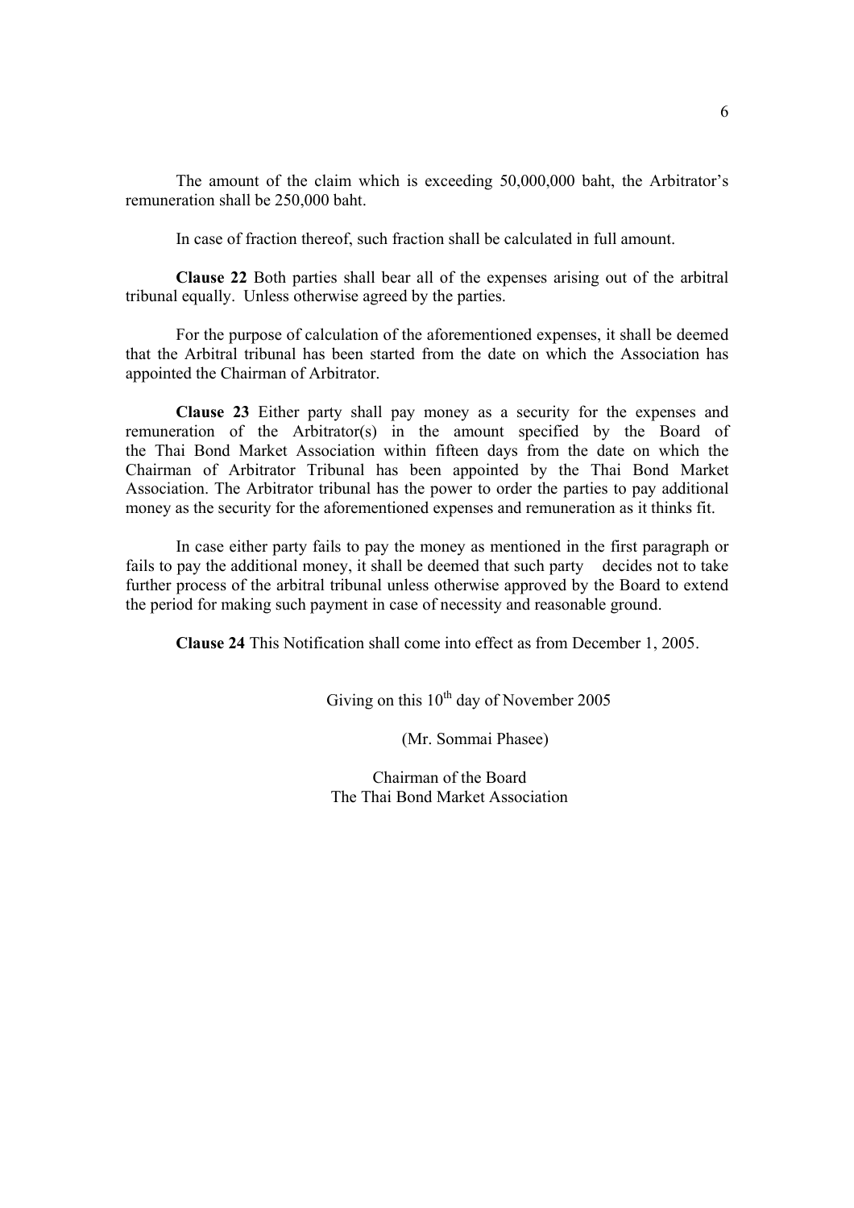The amount of the claim which is exceeding 50,000,000 baht, the Arbitrator's remuneration shall be 250,000 baht.

In case of fraction thereof, such fraction shall be calculated in full amount.

**Clause 22** Both parties shall bear all of the expenses arising out of the arbitral tribunal equally. Unless otherwise agreed by the parties.

For the purpose of calculation of the aforementioned expenses, it shall be deemed that the Arbitral tribunal has been started from the date on which the Association has appointed the Chairman of Arbitrator.

**Clause 23** Either party shall pay money as a security for the expenses and remuneration of the Arbitrator(s) in the amount specified by the Board of the Thai Bond Market Association within fifteen days from the date on which the Chairman of Arbitrator Tribunal has been appointed by the Thai Bond Market Association. The Arbitrator tribunal has the power to order the parties to pay additional money as the security for the aforementioned expenses and remuneration as it thinks fit.

In case either party fails to pay the money as mentioned in the first paragraph or fails to pay the additional money, it shall be deemed that such party decides not to take further process of the arbitral tribunal unless otherwise approved by the Board to extend the period for making such payment in case of necessity and reasonable ground.

**Clause 24** This Notification shall come into effect as from December 1, 2005.

Giving on this 10th day of November 2005

(Mr. Sommai Phasee)

Chairman of the Board
The Thai Bond Market Association